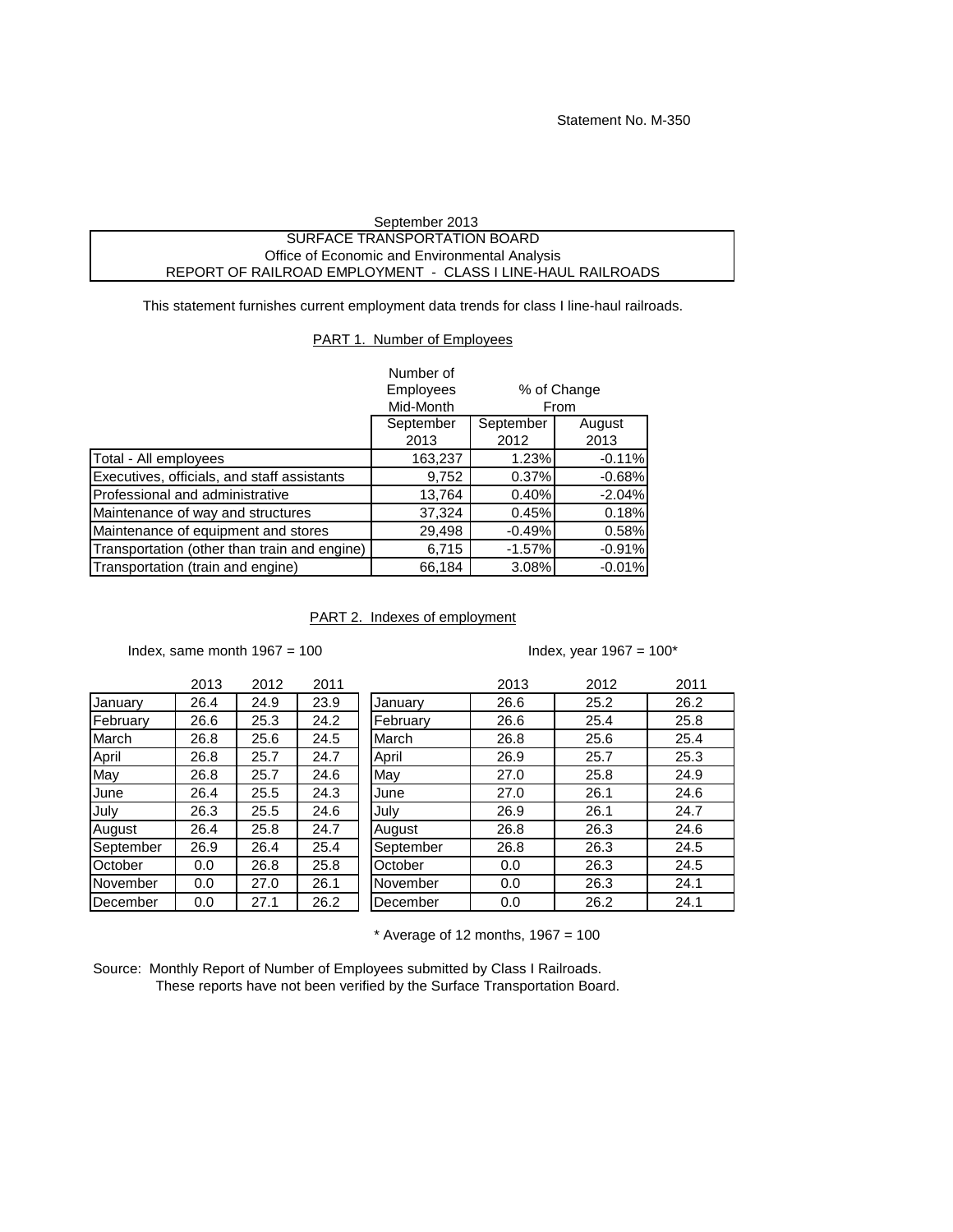Statement No. M-350

September 2013

SURFACE TRANSPORTATION BOARD

Office of Economic and Environmental Analysis

REPORT OF RAILROAD EMPLOYMENT - CLASS I LINE-HAUL RAILROADS

This statement furnishes current employment data trends for class I line-haul railroads.

## PART 1. Number of Employees

| | Number of Employees Mid-Month | % of Change From | |
|---|---|---|---|
| | September 2013 | September 2012 | August 2013 |
| Total - All employees | 163,237 | 1.23% | -0.11% |
| Executives, officials, and staff assistants | 9,752 | 0.37% | -0.68% |
| Professional and administrative | 13,764 | 0.40% | -2.04% |
| Maintenance of way and structures | 37,324 | 0.45% | 0.18% |
| Maintenance of equipment and stores | 29,498 | -0.49% | 0.58% |
| Transportation (other than train and engine) | 6,715 | -1.57% | -0.91% |
| Transportation (train and engine) | 66,184 | 3.08% | -0.01% |

## PART 2. Indexes of employment

Index, same month 1967 = 100

| | 2013 | 2012 | 2011 |
|---|---|---|---|
| January | 26.4 | 24.9 | 23.9 |
| February | 26.6 | 25.3 | 24.2 |
| March | 26.8 | 25.6 | 24.5 |
| April | 26.8 | 25.7 | 24.7 |
| May | 26.8 | 25.7 | 24.6 |
| June | 26.4 | 25.5 | 24.3 |
| July | 26.3 | 25.5 | 24.6 |
| August | 26.4 | 25.8 | 24.7 |
| September | 26.9 | 26.4 | 25.4 |
| October | 0.0 | 26.8 | 25.8 |
| November | 0.0 | 27.0 | 26.1 |
| December | 0.0 | 27.1 | 26.2 |

Index, year 1967 = 100*

| | 2013 | 2012 | 2011 |
|---|---|---|---|
| January | 26.6 | 25.2 | 26.2 |
| February | 26.6 | 25.4 | 25.8 |
| March | 26.8 | 25.6 | 25.4 |
| April | 26.9 | 25.7 | 25.3 |
| May | 27.0 | 25.8 | 24.9 |
| June | 27.0 | 26.1 | 24.6 |
| July | 26.9 | 26.1 | 24.7 |
| August | 26.8 | 26.3 | 24.6 |
| September | 26.8 | 26.3 | 24.5 |
| October | 0.0 | 26.3 | 24.5 |
| November | 0.0 | 26.3 | 24.1 |
| December | 0.0 | 26.2 | 24.1 |

* Average of 12 months, 1967 = 100

Source: Monthly Report of Number of Employees submitted by Class I Railroads.
These reports have not been verified by the Surface Transportation Board.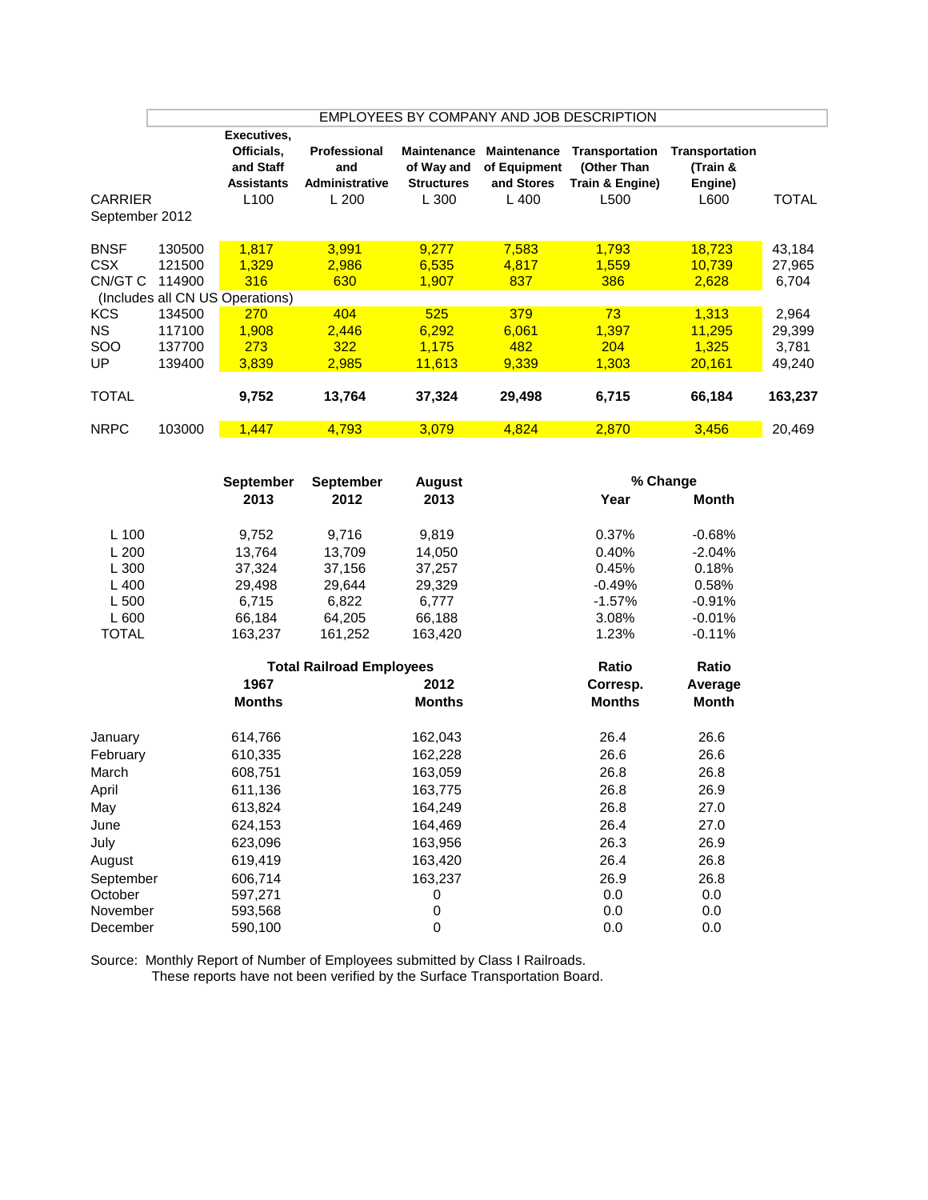## EMPLOYEES BY COMPANY AND JOB DESCRIPTION

| CARRIER | | Executives, Officials, and Staff Assistants L100 | Professional and Administrative L 200 | Maintenance of Way and Structures L 300 | Maintenance of Equipment and Stores L 400 | Transportation (Other Than Train & Engine) L500 | Transportation (Train & Engine) L600 | TOTAL |
|---|---|---|---|---|---|---|---|---|
| September 2012 | | | | | | | | |
| BNSF | 130500 | 1,817 | 3,991 | 9,277 | 7,583 | 1,793 | 18,723 | 43,184 |
| CSX | 121500 | 1,329 | 2,986 | 6,535 | 4,817 | 1,559 | 10,739 | 27,965 |
| CN/GT C | 114900 | 316 | 630 | 1,907 | 837 | 386 | 2,628 | 6,704 |
| (Includes all CN US Operations) | | | | | | | | |
| KCS | 134500 | 270 | 404 | 525 | 379 | 73 | 1,313 | 2,964 |
| NS | 117100 | 1,908 | 2,446 | 6,292 | 6,061 | 1,397 | 11,295 | 29,399 |
| SOO | 137700 | 273 | 322 | 1,175 | 482 | 204 | 1,325 | 3,781 |
| UP | 139400 | 3,839 | 2,985 | 11,613 | 9,339 | 1,303 | 20,161 | 49,240 |
| **TOTAL** | | **9,752** | **13,764** | **37,324** | **29,498** | **6,715** | **66,184** | **163,237** |
| NRPC | 103000 | 1,447 | 4,793 | 3,079 | 4,824 | 2,870 | 3,456 | 20,469 |

| | **September 2013** | **September 2012** | **August 2013** | **% Change Year** | **% Change Month** |
|---|---|---|---|---|---|
| L 100 | 9,752 | 9,716 | 9,819 | 0.37% | -0.68% |
| L 200 | 13,764 | 13,709 | 14,050 | 0.40% | -2.04% |
| L 300 | 37,324 | 37,156 | 37,257 | 0.45% | 0.18% |
| L 400 | 29,498 | 29,644 | 29,329 | -0.49% | 0.58% |
| L 500 | 6,715 | 6,822 | 6,777 | -1.57% | -0.91% |
| L 600 | 66,184 | 64,205 | 66,188 | 3.08% | -0.01% |
| TOTAL | 163,237 | 161,252 | 163,420 | 1.23% | -0.11% |

| | **Total Railroad Employees 1967 Months** | **Total Railroad Employees 2012 Months** | **Ratio Corresp. Months** | **Ratio Average Month** |
|---|---|---|---|---|
| January | 614,766 | 162,043 | 26.4 | 26.6 |
| February | 610,335 | 162,228 | 26.6 | 26.6 |
| March | 608,751 | 163,059 | 26.8 | 26.8 |
| April | 611,136 | 163,775 | 26.8 | 26.9 |
| May | 613,824 | 164,249 | 26.8 | 27.0 |
| June | 624,153 | 164,469 | 26.4 | 27.0 |
| July | 623,096 | 163,956 | 26.3 | 26.9 |
| August | 619,419 | 163,420 | 26.4 | 26.8 |
| September | 606,714 | 163,237 | 26.9 | 26.8 |
| October | 597,271 | 0 | 0.0 | 0.0 |
| November | 593,568 | 0 | 0.0 | 0.0 |
| December | 590,100 | 0 | 0.0 | 0.0 |

Source: Monthly Report of Number of Employees submitted by Class I Railroads.
These reports have not been verified by the Surface Transportation Board.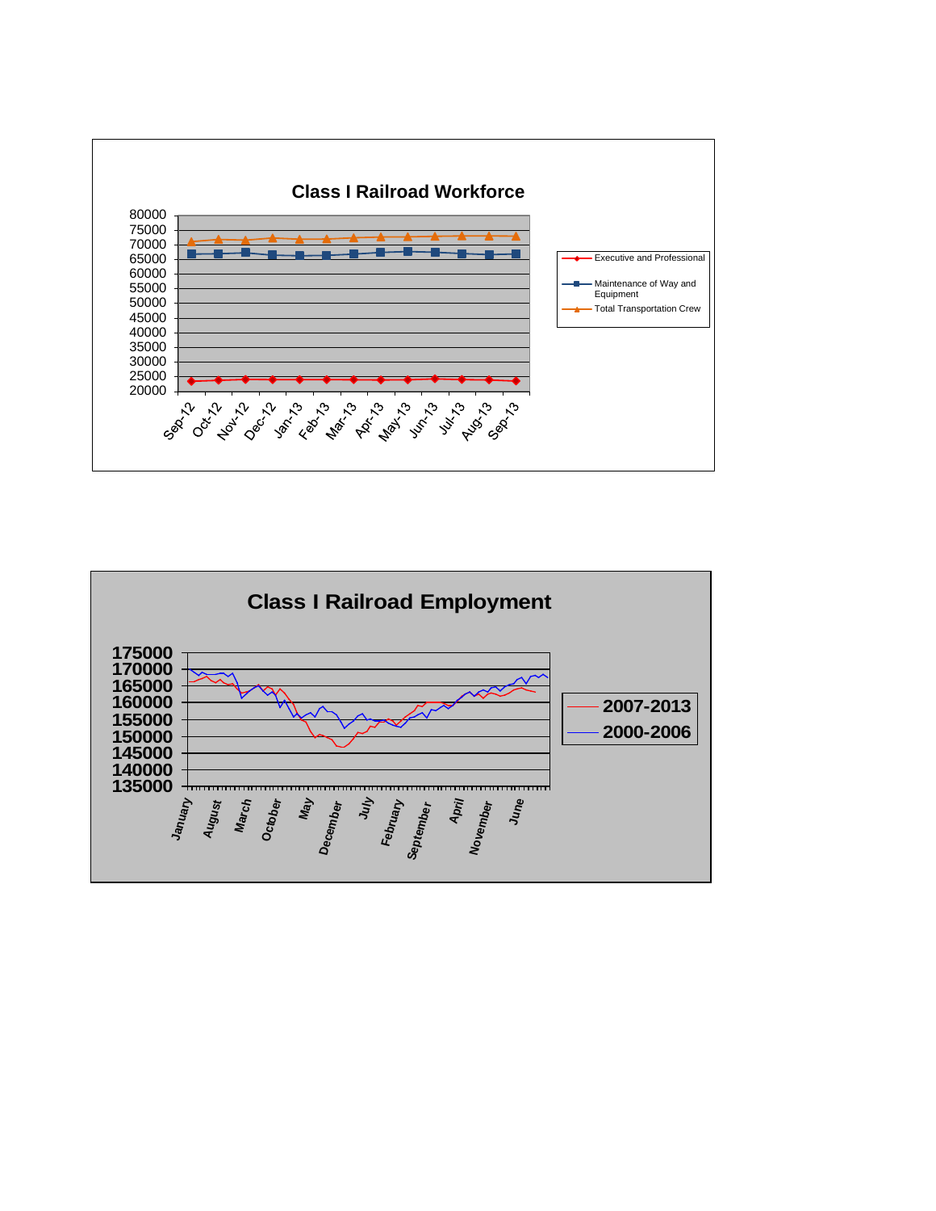Class I Railroad Workforce

80000
75000
70000
65000
60000
55000
50000
45000
40000
35000
30000
25000
20000

Sep-12
Oct-12
Nov-12
Dec-12
Jan-13
Feb-13
Mar-13
Apr-13
May-13
Jun-13
Jul-13
Aug-13
Sep-13

Executive and Professional
Maintenance of Way and Equipment
Total Transportation Crew

Class I Railroad Employment

175000
170000
165000
160000
155000
150000
145000
140000
135000

January
August
March
October
May
December
July
February
September
April
November
June

2007-2013
2000-2006